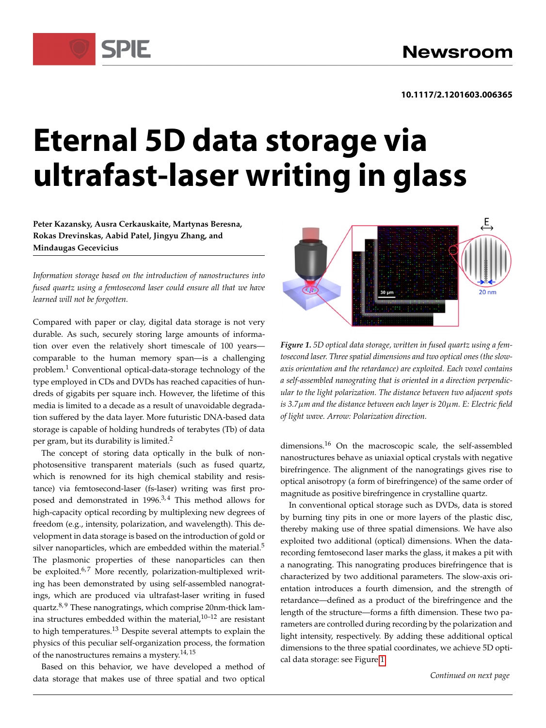# Eternal 5D data storage via ultrafast-laser writing in glass

10.1117/2.1201603.006365

**Peter Kazansky, Ausra Cerkauskaite, Martynas Beresna, Rokas Drevinskas, Aabid Patel, Jingyu Zhang, and Mindaugas Gecevicius**

*Information storage based on the introduction of nanostructures into fused quartz using a femtosecond laser could ensure all that we have learned will not be forgotten.*

Compared with paper or clay, digital data storage is not very durable. As such, securely storing large amounts of information over even the relatively short timescale of 100 years—comparable to the human memory span—is a challenging problem.[1] Conventional optical-data-storage technology of the type employed in CDs and DVDs has reached capacities of hundreds of gigabits per square inch. However, the lifetime of this media is limited to a decade as a result of unavoidable degradation suffered by the data layer. More futuristic DNA-based data storage is capable of holding hundreds of terabytes (Tb) of data per gram, but its durability is limited.[2]

The concept of storing data optically in the bulk of non-photosensitive transparent materials (such as fused quartz, which is renowned for its high chemical stability and resistance) via femtosecond-laser (fs-laser) writing was first proposed and demonstrated in 1996.[3,4] This method allows for high-capacity optical recording by multiplexing new degrees of freedom (e.g., intensity, polarization, and wavelength). This development in data storage is based on the introduction of gold or silver nanoparticles, which are embedded within the material.[5] The plasmonic properties of these nanoparticles can then be exploited.[6,7] More recently, polarization-multiplexed writing has been demonstrated by using self-assembled nanogratings, which are produced via ultrafast-laser writing in fused quartz.[8,9] These nanogratings, which comprise 20nm-thick lamina structures embedded within the material,[10–12] are resistant to high temperatures.[13] Despite several attempts to explain the physics of this peculiar self-organization process, the formation of the nanostructures remains a mystery.[14,15]

Based on this behavior, we have developed a method of data storage that makes use of three spatial and two optical dimensions.[16] On the macroscopic scale, the self-assembled nanostructures behave as uniaxial optical crystals with negative birefringence. The alignment of the nanogratings gives rise to optical anisotropy (a form of birefringence) of the same order of magnitude as positive birefringence in crystalline quartz.

*Figure 1. 5D optical data storage, written in fused quartz using a femtosecond laser. Three spatial dimensions and two optical ones (the slow-axis orientation and the retardance) are exploited. Each voxel contains a self-assembled nanograting that is oriented in a direction perpendicular to the light polarization. The distance between two adjacent spots is 3.7μm and the distance between each layer is 20μm. E: Electric field of light wave. Arrow: Polarization direction.*

In conventional optical storage such as DVDs, data is stored by burning tiny pits in one or more layers of the plastic disc, thereby making use of three spatial dimensions. We have also exploited two additional (optical) dimensions. When the data-recording femtosecond laser marks the glass, it makes a pit with a nanograting. This nanograting produces birefringence that is characterized by two additional parameters. The slow-axis orientation introduces a fourth dimension, and the strength of retardance—defined as a product of the birefringence and the length of the structure—forms a fifth dimension. These two parameters are controlled during recording by the polarization and light intensity, respectively. By adding these additional optical dimensions to the three spatial coordinates, we achieve 5D optical data storage: see Figure 1.

*Continued on next page*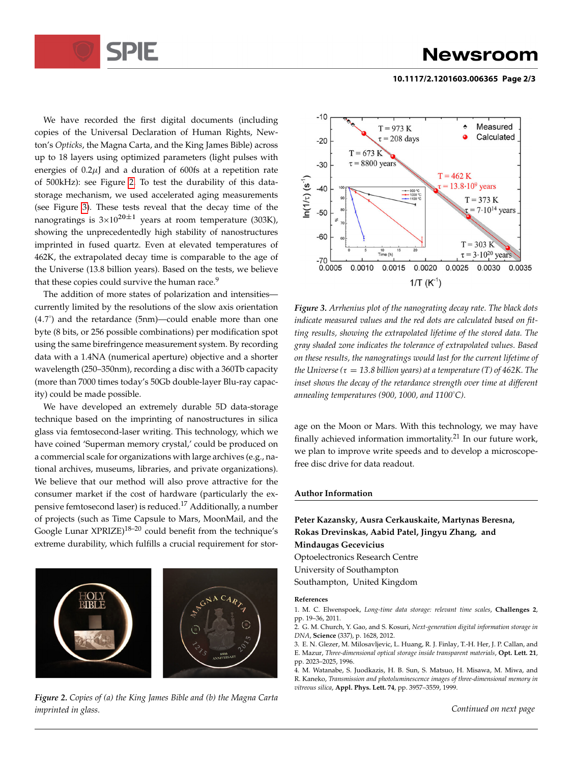We have recorded the first digital documents (including copies of the Universal Declaration of Human Rights, Newton's *Opticks*, the Magna Carta, and the King James Bible) across up to 18 layers using optimized parameters (light pulses with energies of 0.2$\mu$J and a duration of 600fs at a repetition rate of 500kHz): see Figure 2. To test the durability of this data-storage mechanism, we used accelerated aging measurements (see Figure 3). These tests reveal that the decay time of the nanogratings is $3{\times}10^{20\pm1}$ years at room temperature (303K), showing the unprecedentedly high stability of nanostructures imprinted in fused quartz. Even at elevated temperatures of 462K, the extrapolated decay time is comparable to the age of the Universe (13.8 billion years). Based on the tests, we believe that these copies could survive the human race.[9]

The addition of more states of polarization and intensities—currently limited by the resolutions of the slow axis orientation (4.7°) and the retardance (5nm)—could enable more than one byte (8 bits, or 256 possible combinations) per modification spot using the same birefringence measurement system. By recording data with a 1.4NA (numerical aperture) objective and a shorter wavelength (250–350nm), recording a disc with a 360Tb capacity (more than 7000 times today's 50Gb double-layer Blu-ray capacity) could be made possible.

We have developed an extremely durable 5D data-storage technique based on the imprinting of nanostructures in silica glass via femtosecond-laser writing. This technology, which we have coined 'Superman memory crystal,' could be produced on a commercial scale for organizations with large archives (e.g., national archives, museums, libraries, and private organizations). We believe that our method will also prove attractive for the consumer market if the cost of hardware (particularly the expensive femtosecond laser) is reduced.[17] Additionally, a number of projects (such as Time Capsule to Mars, MoonMail, and the Google Lunar XPRIZE)[18–20] could benefit from the technique's extreme durability, which fulfills a crucial requirement for storage on the Moon or Mars. With this technology, we may have finally achieved information immortality.[21] In our future work, we plan to improve write speeds and to develop a microscope-free disc drive for data readout.

*Figure 2. Copies of (a) the King James Bible and (b) the Magna Carta imprinted in glass.*

*Figure 3. Arrhenius plot of the nanograting decay rate. The black dots indicate measured values and the red dots are calculated based on fitting results, showing the extrapolated lifetime of the stored data. The gray shaded zone indicates the tolerance of extrapolated values. Based on these results, the nanogratings would last for the current lifetime of the Universe ($\tau$ = 13.8 billion years) at a temperature (T) of 462K. The inset shows the decay of the retardance strength over time at different annealing temperatures (900, 1000, and 1100°C).*

## Author Information

**Peter Kazansky, Ausra Cerkauskaite, Martynas Beresna, Rokas Drevinskas, Aabid Patel, Jingyu Zhang, and Mindaugas Gecevicius**
Optoelectronics Research Centre
University of Southampton
Southampton, United Kingdom

### References

1. M. C. Elwenspoek, *Long-time data storage: relevant time scales*, **Challenges 2**, pp. 19–36, 2011.
2. G. M. Church, Y. Gao, and S. Kosuri, *Next-generation digital information storage in DNA*, **Science** (337), p. 1628, 2012.
3. E. N. Glezer, M. Milosavljevic, L. Huang, R. J. Finlay, T.-H. Her, J. P. Callan, and E. Mazur, *Three-dimensional optical storage inside transparent materials*, **Opt. Lett. 21**, pp. 2023–2025, 1996.
4. M. Watanabe, S. Juodkazis, H. B. Sun, S. Matsuo, H. Misawa, M. Miwa, and R. Kaneko, *Transmission and photoluminescence images of three-dimensional memory in vitreous silica*, **Appl. Phys. Lett. 74**, pp. 3957–3559, 1999.

*Continued on next page*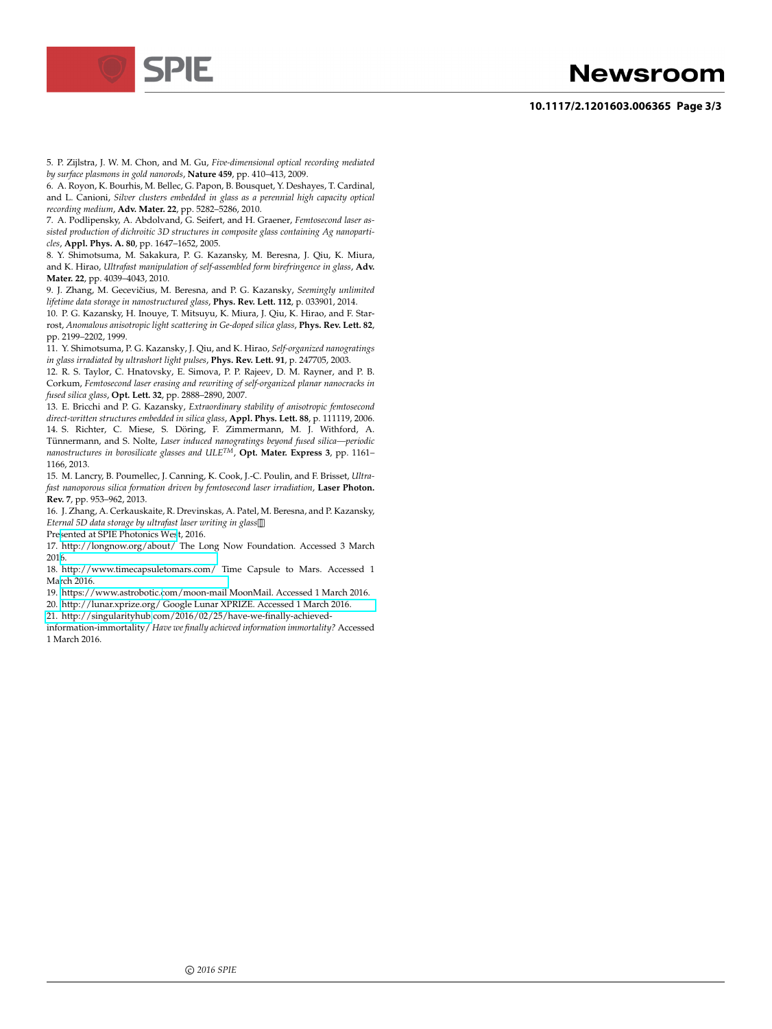5. P. Zijlstra, J. W. M. Chon, and M. Gu, *Five-dimensional optical recording mediated by surface plasmons in gold nanorods*, **Nature 459**, pp. 410–413, 2009.
6. A. Royon, K. Bourhis, M. Bellec, G. Papon, B. Bousquet, Y. Deshayes, T. Cardinal, and L. Canioni, *Silver clusters embedded in glass as a perennial high capacity optical recording medium*, **Adv. Mater. 22**, pp. 5282–5286, 2010.
7. A. Podlipensky, A. Abdolvand, G. Seifert, and H. Graener, *Femtosecond laser assisted production of dichroitic 3D structures in composite glass containing Ag nanoparticles*, **Appl. Phys. A. 80**, pp. 1647–1652, 2005.
8. Y. Shimotsuma, M. Sakakura, P. G. Kazansky, M. Beresna, J. Qiu, K. Miura, and K. Hirao, *Ultrafast manipulation of self-assembled form birefringence in glass*, **Adv. Mater. 22**, pp. 4039–4043, 2010.
9. J. Zhang, M. Gecevičius, M. Beresna, and P. G. Kazansky, *Seemingly unlimited lifetime data storage in nanostructured glass*, **Phys. Rev. Lett. 112**, p. 033901, 2014.
10. P. G. Kazansky, H. Inouye, T. Mitsuyu, K. Miura, J. Qiu, K. Hirao, and F. Starrost, *Anomalous anisotropic light scattering in Ge-doped silica glass*, **Phys. Rev. Lett. 82**, pp. 2199–2202, 1999.
11. Y. Shimotsuma, P. G. Kazansky, J. Qiu, and K. Hirao, *Self-organized nanogratings in glass irradiated by ultrashort light pulses*, **Phys. Rev. Lett. 91**, p. 247705, 2003.
12. R. S. Taylor, C. Hnatovsky, E. Simova, P. P. Rajeev, D. M. Rayner, and P. B. Corkum, *Femtosecond laser erasing and rewriting of self-organized planar nanocracks in fused silica glass*, **Opt. Lett. 32**, pp. 2888–2890, 2007.
13. E. Bricchi and P. G. Kazansky, *Extraordinary stability of anisotropic femtosecond direct-written structures embedded in silica glass*, **Appl. Phys. Lett. 88**, p. 111119, 2006.
14. S. Richter, C. Miese, S. Döring, F. Zimmermann, M. J. Withford, A. Tünnermann, and S. Nolte, *Laser induced nanogratings beyond fused silica—periodic nanostructures in borosilicate glasses and ULE$^{TM}$*, **Opt. Mater. Express 3**, pp. 1161–1166, 2013.
15. M. Lancry, B. Poumellec, J. Canning, K. Cook, J.-C. Poulin, and F. Brisset, *Ultrafast nanoporous silica formation driven by femtosecond laser irradiation*, **Laser Photon. Rev. 7**, pp. 953–962, 2013.
16. J. Zhang, A. Cerkauskaite, R. Drevinskas, A. Patel, M. Beresna, and P. Kazansky, *Eternal 5D data storage by ultrafast laser writing in glass*
Presented at SPIE Photonics West, 2016.
17. http://longnow.org/about/ The Long Now Foundation. Accessed 3 March 2016.
18. http://www.timecapsuletomars.com/ Time Capsule to Mars. Accessed 1 March 2016.
19. https://www.astrobotic.com/moon-mail MoonMail. Accessed 1 March 2016.
20. http://lunar.xprize.org/ Google Lunar XPRIZE. Accessed 1 March 2016.
21. http://singularityhub.com/2016/02/25/have-we-finally-achieved-information-immortality/ *Have we finally achieved information immortality?* Accessed 1 March 2016.

© 2016 SPIE